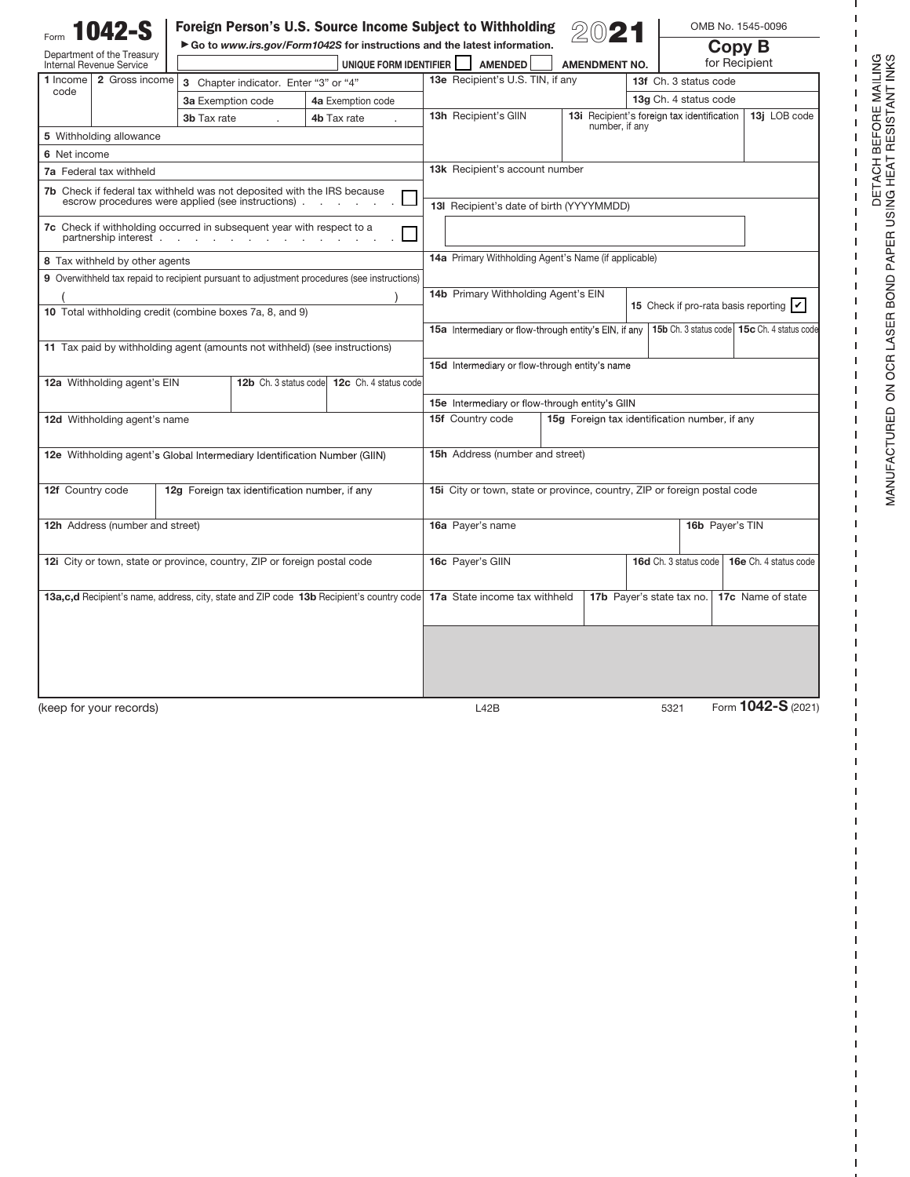Form **1042-S**

Department of the Treasury
Internal Revenue Service

**Foreign Person's U.S. Source Income Subject to Withholding**

► Go to *www.irs.gov/Form1042S* for instructions and the latest information.

**2021**

OMB No. 1545-0096

**Copy B**
for Recipient

UNIQUE FORM IDENTIFIER ☐ AMENDED ☐ AMENDMENT NO.

| | |
|---|---|
| **1** Income code | **2** Gross income |
| **3** Chapter indicator. Enter "3" or "4" | |
| **3a** Exemption code | **4a** Exemption code |
| **3b** Tax rate . | **4b** Tax rate . |
| **5** Withholding allowance | |
| **6** Net income | |
| **7a** Federal tax withheld | |
| **7b** Check if federal tax withheld was not deposited with the IRS because escrow procedures were applied (see instructions) ☐ | |
| **7c** Check if withholding occurred in subsequent year with respect to a partnership interest ☐ | |
| **8** Tax withheld by other agents | |
| **9** Overwithheld tax repaid to recipient pursuant to adjustment procedures (see instructions) ( ) | |
| **10** Total withholding credit (combine boxes 7a, 8, and 9) | |
| **11** Tax paid by withholding agent (amounts not withheld) (see instructions) | |
| **12a** Withholding agent's EIN | **12b** Ch. 3 status code / **12c** Ch. 4 status code |
| **12d** Withholding agent's name | |
| **12e** Withholding agent's Global Intermediary Identification Number (GIIN) | |
| **12f** Country code | **12g** Foreign tax identification number, if any |
| **12h** Address (number and street) | |
| **12i** City or town, state or province, country, ZIP or foreign postal code | |
| **13a,c,d** Recipient's name, address, city, state and ZIP code | **13b** Recipient's country code |

| | |
|---|---|
| **13e** Recipient's U.S. TIN, if any | **13f** Ch. 3 status code / **13g** Ch. 4 status code |
| **13h** Recipient's GIIN | **13i** Recipient's foreign tax identification number, if any / **13j** LOB code |
| **13k** Recipient's account number | |
| **13l** Recipient's date of birth (YYYYMMDD) | |
| **14a** Primary Withholding Agent's Name (if applicable) | |
| **14b** Primary Withholding Agent's EIN | **15** Check if pro-rata basis reporting ☑ |
| **15a** Intermediary or flow-through entity's EIN, if any | **15b** Ch. 3 status code / **15c** Ch. 4 status code |
| **15d** Intermediary or flow-through entity's name | |
| **15e** Intermediary or flow-through entity's GIIN | |
| **15f** Country code | **15g** Foreign tax identification number, if any |
| **15h** Address (number and street) | |
| **15i** City or town, state or province, country, ZIP or foreign postal code | |
| **16a** Payer's name | **16b** Payer's TIN |
| **16c** Payer's GIIN | **16d** Ch. 3 status code / **16e** Ch. 4 status code |
| **17a** State income tax withheld | **17b** Payer's state tax no. / **17c** Name of state |

(keep for your records) L42B 5321 Form **1042-S** (2021)

DETACH BEFORE MAILING
MANUFACTURED ON OCR LASER BOND PAPER USING HEAT RESISTANT INKS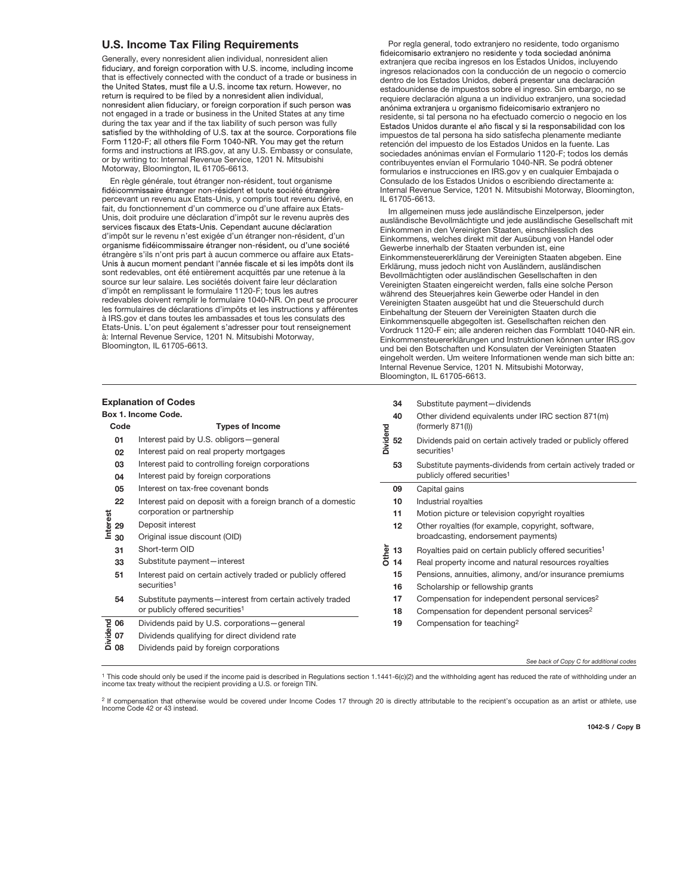## U.S. Income Tax Filing Requirements

Generally, every nonresident alien individual, nonresident alien fiduciary, and foreign corporation with U.S. income, including income that is effectively connected with the conduct of a trade or business in the United States, must file a U.S. income tax return. However, no return is required to be filed by a nonresident alien individual, nonresident alien fiduciary, or foreign corporation if such person was not engaged in a trade or business in the United States at any time during the tax year and if the tax liability of such person was fully satisfied by the withholding of U.S. tax at the source. Corporations file Form 1120-F; all others file Form 1040-NR. You may get the return forms and instructions at IRS.gov, at any U.S. Embassy or consulate, or by writing to: Internal Revenue Service, 1201 N. Mitsubishi Motorway, Bloomington, IL 61705-6613.

En règle générale, tout étranger non-résident, tout organisme fidéicommissaire étranger non-résident et toute société étrangère percevant un revenu aux Etats-Unis, y compris tout revenu dérivé, en fait, du fonctionnement d'un commerce ou d'une affaire aux Etats-Unis, doit produire une déclaration d'impôt sur le revenu auprès des services fiscaux des Etats-Unis. Cependant aucune déclaration d'impôt sur le revenu n'est exigée d'un étranger non-résident, d'un organisme fidéicommissaire étranger non-résident, ou d'une société étrangère s'ils n'ont pris part à aucun commerce ou affaire aux Etats-Unis à aucun moment pendant l'année fiscale et si les impôts dont ils sont redevables, ont été entièrement acquittés par une retenue à la source sur leur salaire. Les sociétés doivent faire leur déclaration d'impôt en remplissant le formulaire 1120-F; tous les autres redevables doivent remplir le formulaire 1040-NR. On peut se procurer les formulaires de déclarations d'impôts et les instructions y afférentes à IRS.gov et dans toutes les ambassades et tous les consulats des Etats-Unis. L'on peut également s'adresser pour tout renseignement à: Internal Revenue Service, 1201 N. Mitsubishi Motorway, Bloomington, IL 61705-6613.

Por regla general, todo extranjero no residente, todo organismo fideicomisario extranjero no residente y toda sociedad anónima extranjera que reciba ingresos en los Estados Unidos, incluyendo ingresos relacionados con la conducción de un negocio o comercio dentro de los Estados Unidos, deberá presentar una declaración estadounidense de impuestos sobre el ingreso. Sin embargo, no se requiere declaración alguna a un individuo extranjero, una sociedad anónima extranjera u organismo fideicomisario extranjero no residente, si tal persona no ha efectuado comercio o negocio en los Estados Unidos durante el año fiscal y si la responsabilidad con los impuestos de tal persona ha sido satisfecha plenamente mediante retención del impuesto de los Estados Unidos en la fuente. Las sociedades anónimas envían el Formulario 1120-F; todos los demás contribuyentes envían el Formulario 1040-NR. Se podrá obtener formularios e instrucciones en IRS.gov y en cualquier Embajada o Consulado de los Estados Unidos o escribiendo directamente a: Internal Revenue Service, 1201 N. Mitsubishi Motorway, Bloomington, IL 61705-6613.

Im allgemeinen muss jede ausländische Einzelperson, jeder ausländische Bevollmächtigte und jede ausländische Gesellschaft mit Einkommen in den Vereinigten Staaten, einschliesslich des Einkommens, welches direkt mit der Ausübung von Handel oder Gewerbe innerhalb der Staaten verbunden ist, eine Einkommensteuererklärung der Vereinigten Staaten abgeben. Eine Erklärung, muss jedoch nicht von Ausländern, ausländischen Bevollmächtigten oder ausländischen Gesellschaften in den Vereinigten Staaten eingereicht werden, falls eine solche Person während des Steuerjahres kein Gewerbe oder Handel in den Vereinigten Staaten ausgeübt hat und die Steuerschuld durch Einbehaltung der Steuern der Vereinigten Staaten durch die Einkommensquelle abgegolten ist. Gesellschaften reichen den Vordruck 1120-F ein; alle anderen reichen das Formblatt 1040-NR ein. Einkommensteuererklärungen und Instruktionen können unter IRS.gov und bei den Botschaften und Konsulaten der Vereinigten Staaten eingeholt werden. Um weitere Informationen wende man sich bitte an: Internal Revenue Service, 1201 N. Mitsubishi Motorway, Bloomington, IL 61705-6613.

### Explanation of Codes

**Box 1. Income Code.**

| Category | Code | Types of Income |
|---|---|---|
| Interest | 01 | Interest paid by U.S. obligors—general |
| Interest | 02 | Interest paid on real property mortgages |
| Interest | 03 | Interest paid to controlling foreign corporations |
| Interest | 04 | Interest paid by foreign corporations |
| Interest | 05 | Interest on tax-free covenant bonds |
| Interest | 22 | Interest paid on deposit with a foreign branch of a domestic corporation or partnership |
| Interest | 29 | Deposit interest |
| Interest | 30 | Original issue discount (OID) |
| Interest | 31 | Short-term OID |
| Interest | 33 | Substitute payment—interest |
| Interest | 51 | Interest paid on certain actively traded or publicly offered securities[1] |
| Interest | 54 | Substitute payments—interest from certain actively traded or publicly offered securities[1] |
| Dividend | 06 | Dividends paid by U.S. corporations—general |
| Dividend | 07 | Dividends qualifying for direct dividend rate |
| Dividend | 08 | Dividends paid by foreign corporations |
| Dividend | 34 | Substitute payment—dividends |
| Dividend | 40 | Other dividend equivalents under IRC section 871(m) (formerly 871(l)) |
| Dividend | 52 | Dividends paid on certain actively traded or publicly offered securities[1] |
| Dividend | 53 | Substitute payments-dividends from certain actively traded or publicly offered securities[1] |
| Other | 09 | Capital gains |
| Other | 10 | Industrial royalties |
| Other | 11 | Motion picture or television copyright royalties |
| Other | 12 | Other royalties (for example, copyright, software, broadcasting, endorsement payments) |
| Other | 13 | Royalties paid on certain publicly offered securities[1] |
| Other | 14 | Real property income and natural resources royalties |
| Other | 15 | Pensions, annuities, alimony, and/or insurance premiums |
| Other | 16 | Scholarship or fellowship grants |
| Other | 17 | Compensation for independent personal services[2] |
| Other | 18 | Compensation for dependent personal services[2] |
| Other | 19 | Compensation for teaching[2] |

*See back of Copy C for additional codes*

[1] This code should only be used if the income paid is described in Regulations section 1.1441-6(c)(2) and the withholding agent has reduced the rate of withholding under an income tax treaty without the recipient providing a U.S. or foreign TIN.

[2] If compensation that otherwise would be covered under Income Codes 17 through 20 is directly attributable to the recipient's occupation as an artist or athlete, use Income Code 42 or 43 instead.

**1042-S / Copy B**